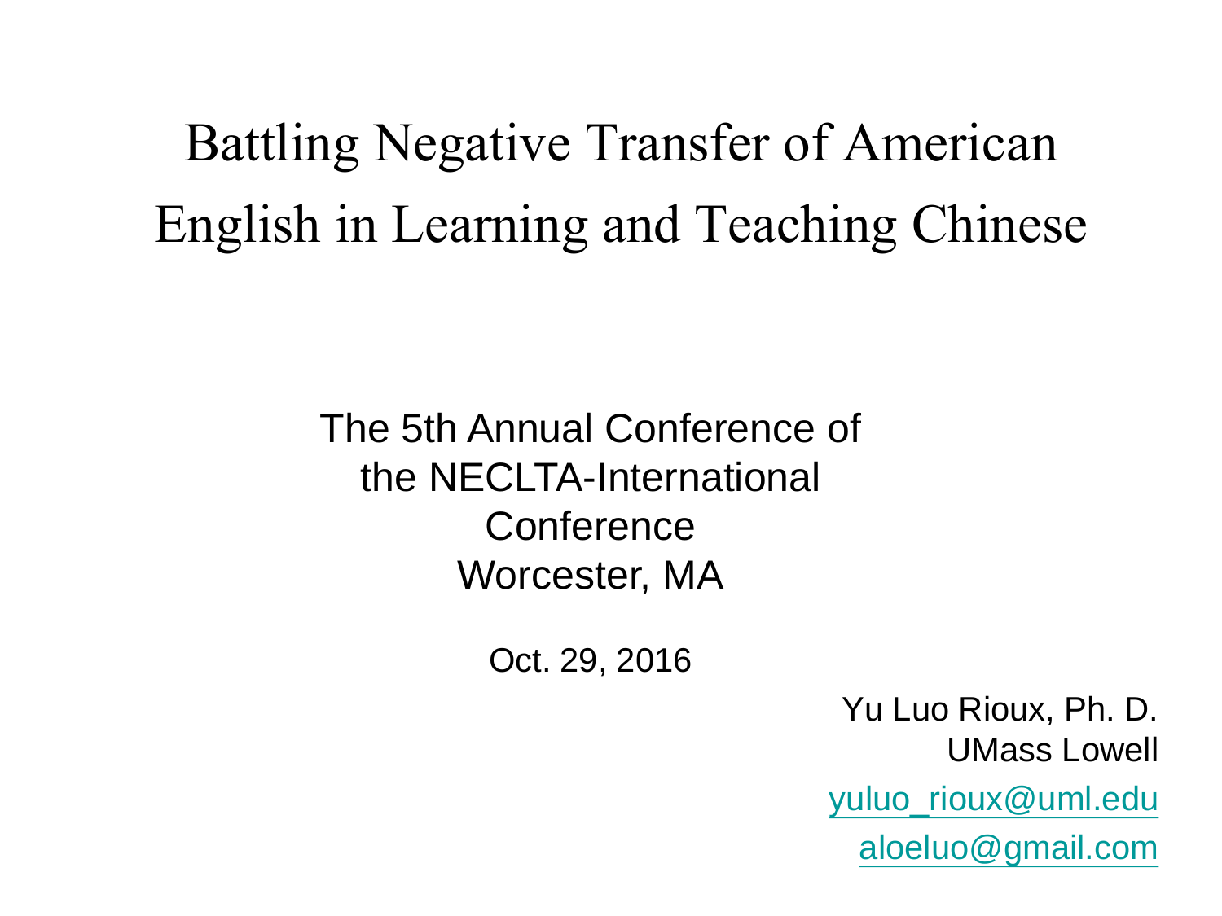# Battling Negative Transfer of American English in Learning and Teaching Chinese

The 5th Annual Conference of the NECLTA-International Conference
Worcester, MA

Oct. 29, 2016

Yu Luo Rioux, Ph. D.
UMass Lowell
yuluo_rioux@uml.edu
aloeluo@gmail.com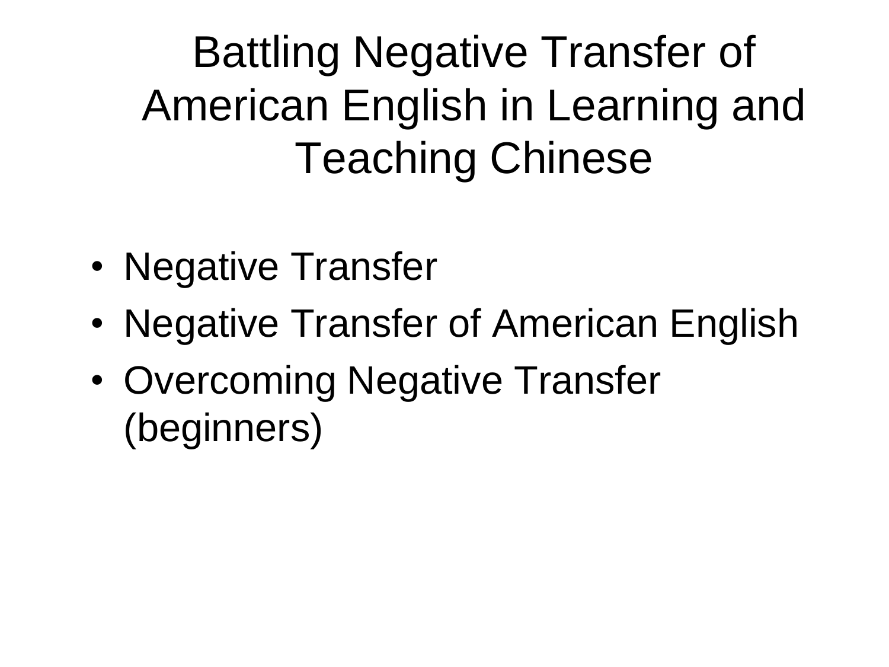# Battling Negative Transfer of American English in Learning and Teaching Chinese

- Negative Transfer
- Negative Transfer of American English
- Overcoming Negative Transfer (beginners)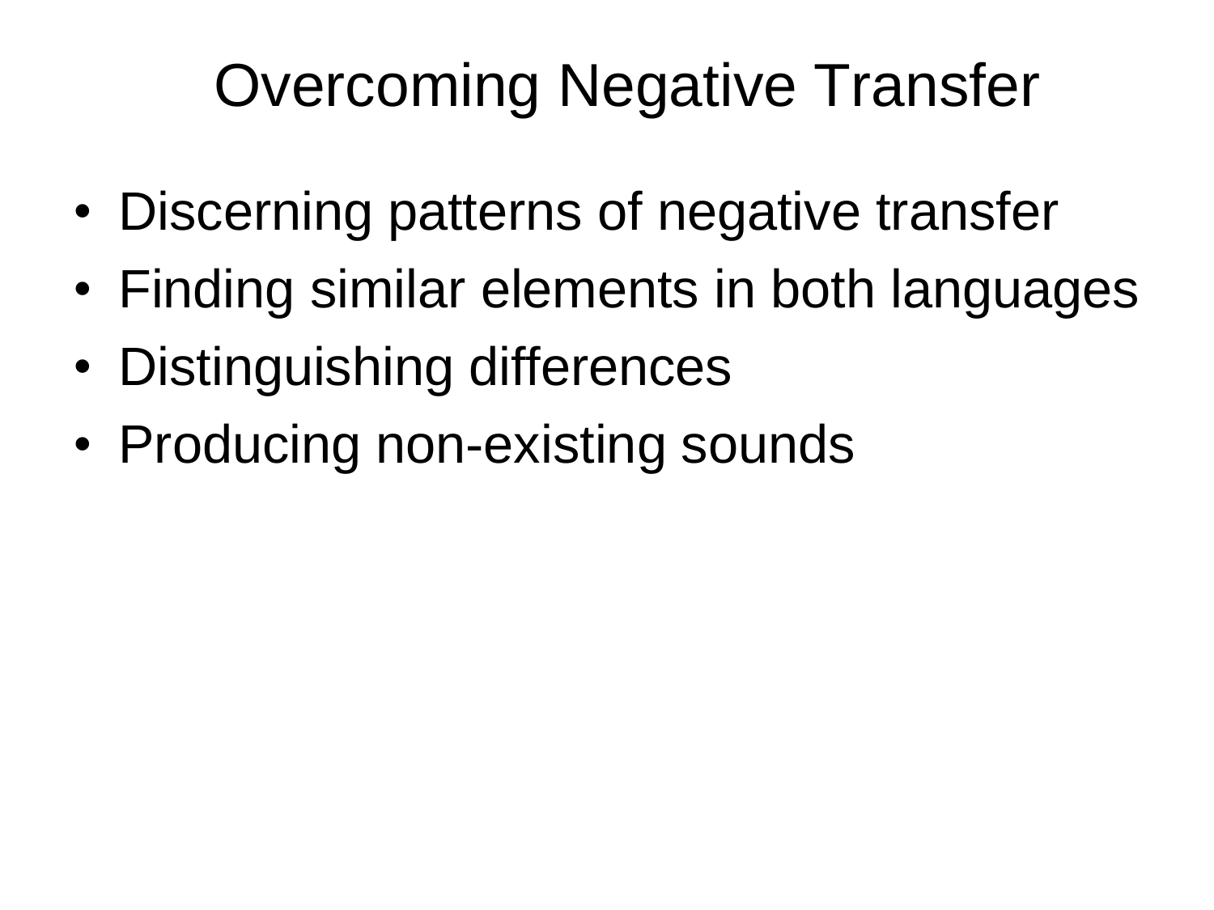# Overcoming Negative Transfer

- Discerning patterns of negative transfer
- Finding similar elements in both languages
- Distinguishing differences
- Producing non-existing sounds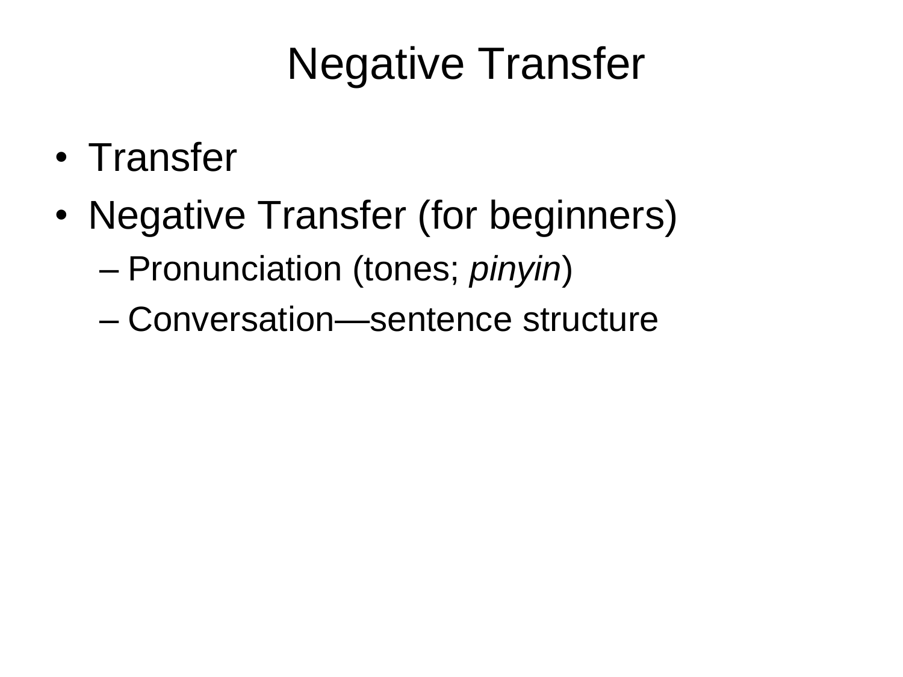# Negative Transfer

- Transfer
- Negative Transfer (for beginners)
  - Pronunciation (tones; *pinyin*)
  - Conversation—sentence structure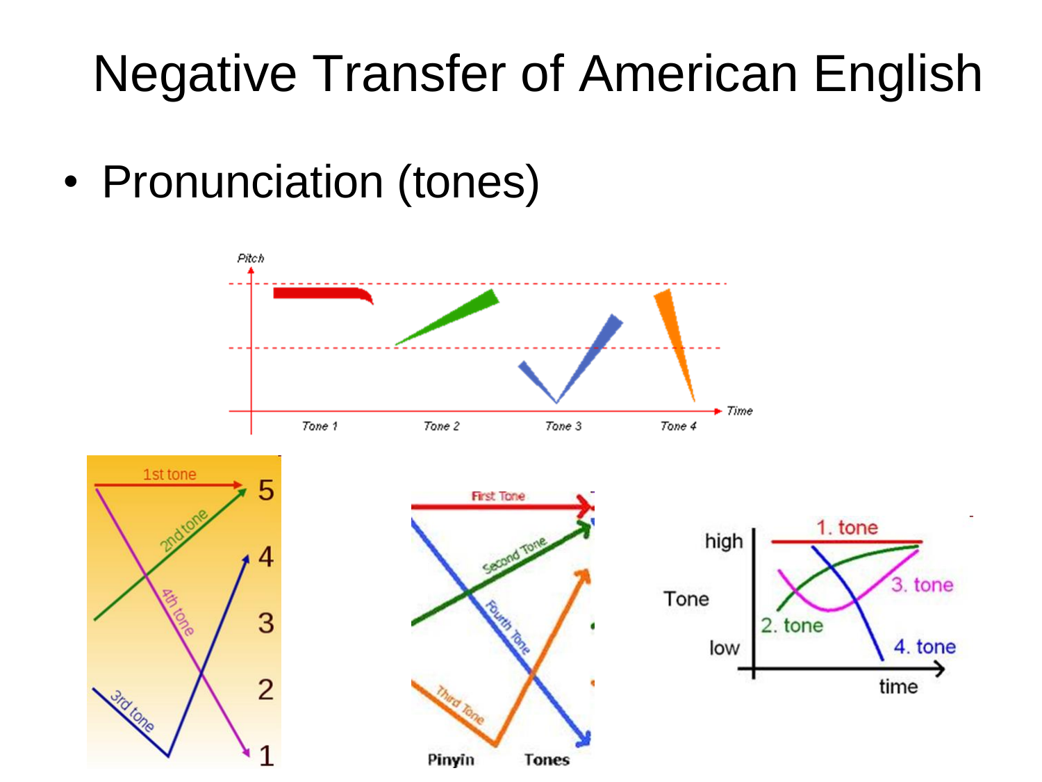# Negative Transfer of American English

- Pronunciation (tones)

Pitch

Time

Tone 1

Tone 2

Tone 3

Tone 4

1st tone

2nd tone

4th tone

3rd tone

5

4

3

2

1

First Tone

Second Tone

Fourth Tone

Third Tone

Pinyin

Tones

high

Tone

low

1. tone

2. tone

3. tone

4. tone

time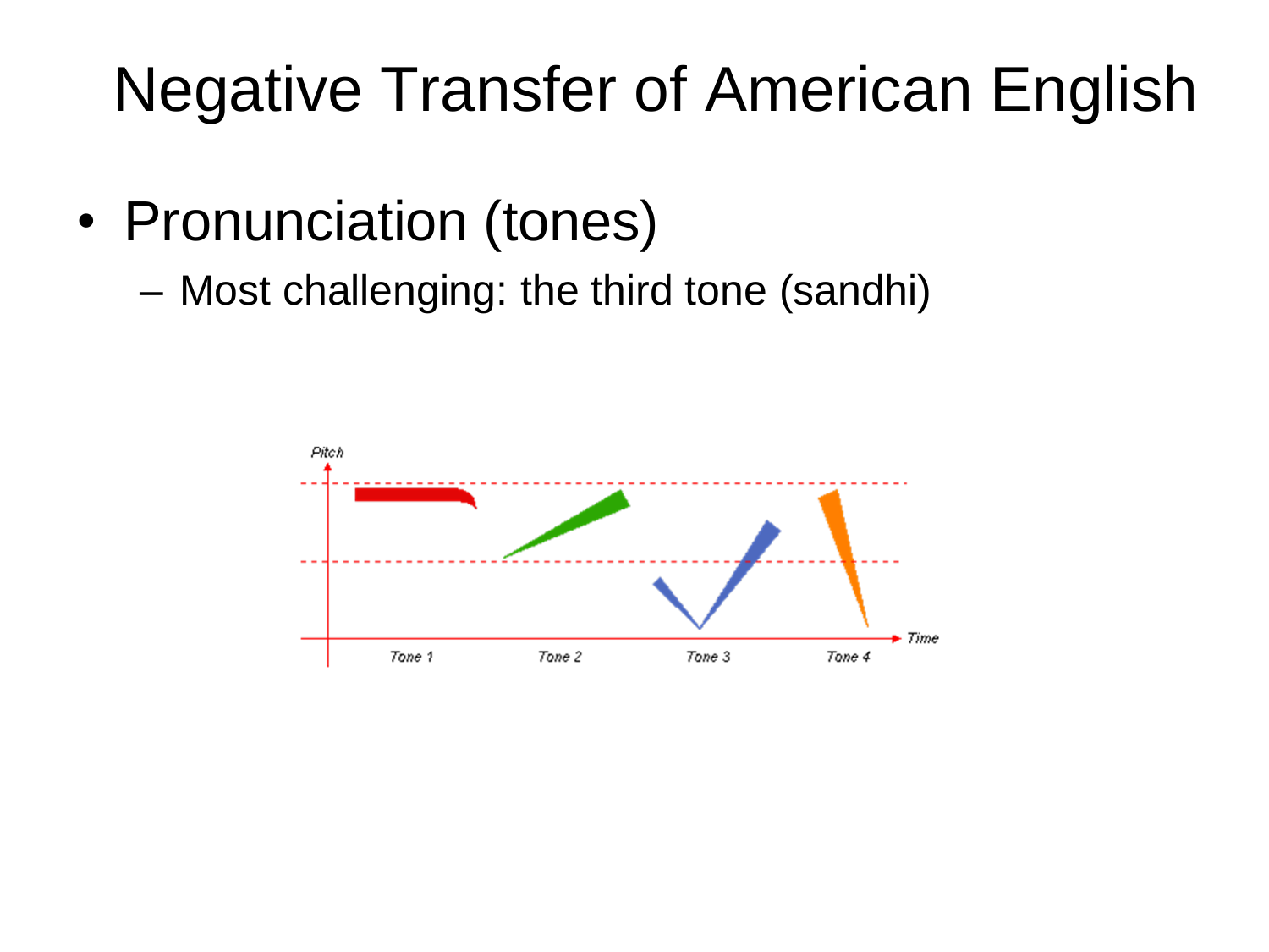# Negative Transfer of American English

- Pronunciation (tones)
  - Most challenging: the third tone (sandhi)

Pitch

Time

Tone 1

Tone 2

Tone 3

Tone 4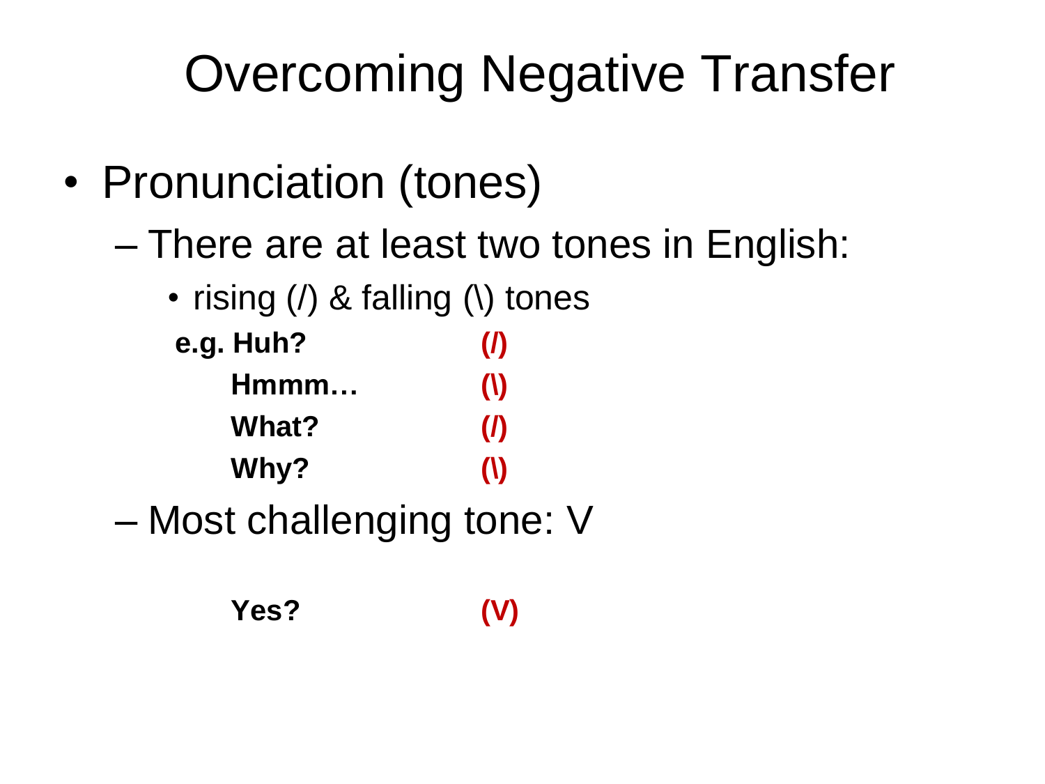# Overcoming Negative Transfer

- Pronunciation (tones)
  - There are at least two tones in English:
    - rising (/) & falling (\) tones

| | |
|---|---|
| **e.g. Huh?** | **(/)** |
| **Hmmm…** | **(\)** |
| **What?** | **(/)** |
| **Why?** | **(\)** |

  - Most challenging tone: V

| | |
|---|---|
| **Yes?** | **(V)** |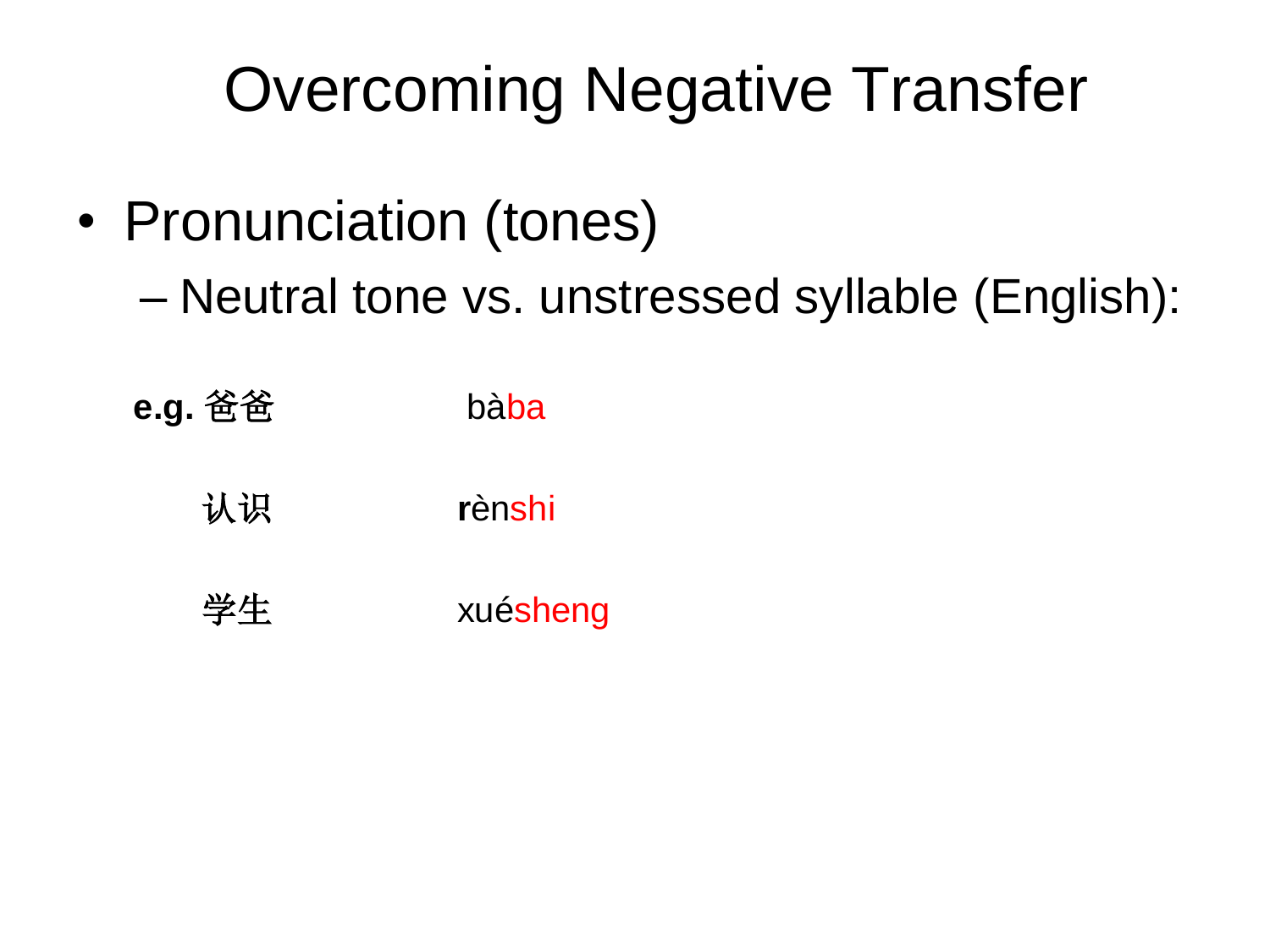# Overcoming Negative Transfer

- Pronunciation (tones)
  - – Neutral tone vs. unstressed syllable (English):

| | |
|---|---|
| **e.g.** 爸爸 | bàba |
| 认识 | **r**ènshi |
| 学生 | xuésheng |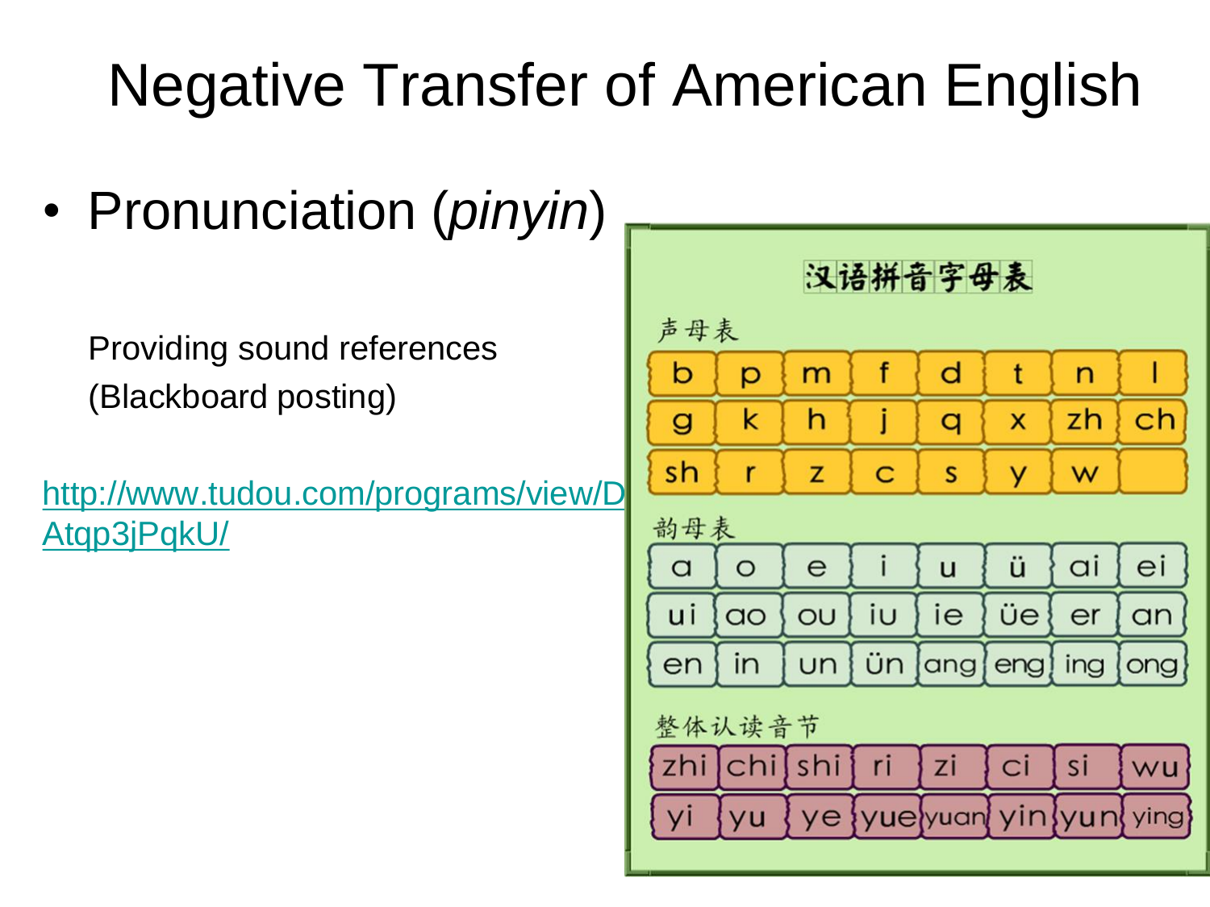# Negative Transfer of American English

- Pronunciation (*pinyin*)

Providing sound references (Blackboard posting)

http://www.tudou.com/programs/view/DAtqp3jPqkU/

汉语拼音字母表

声母表

| b | p | m | f | d | t | n | l |
|---|---|---|---|---|---|---|---|
| g | k | h | j | q | x | zh | ch |
| sh | r | z | c | s | y | w | |

韵母表

| a | o | e | i | u | ü | ai | ei |
|---|---|---|---|---|---|---|---|
| ui | ao | ou | iu | ie | üe | er | an |
| en | in | un | ün | ang | eng | ing | ong |

整体认读音节

| zhi | chi | shi | ri | zi | ci | si | wu |
|---|---|---|---|---|---|---|---|
| yi | yu | ye | yue | yuan | yin | yun | ying |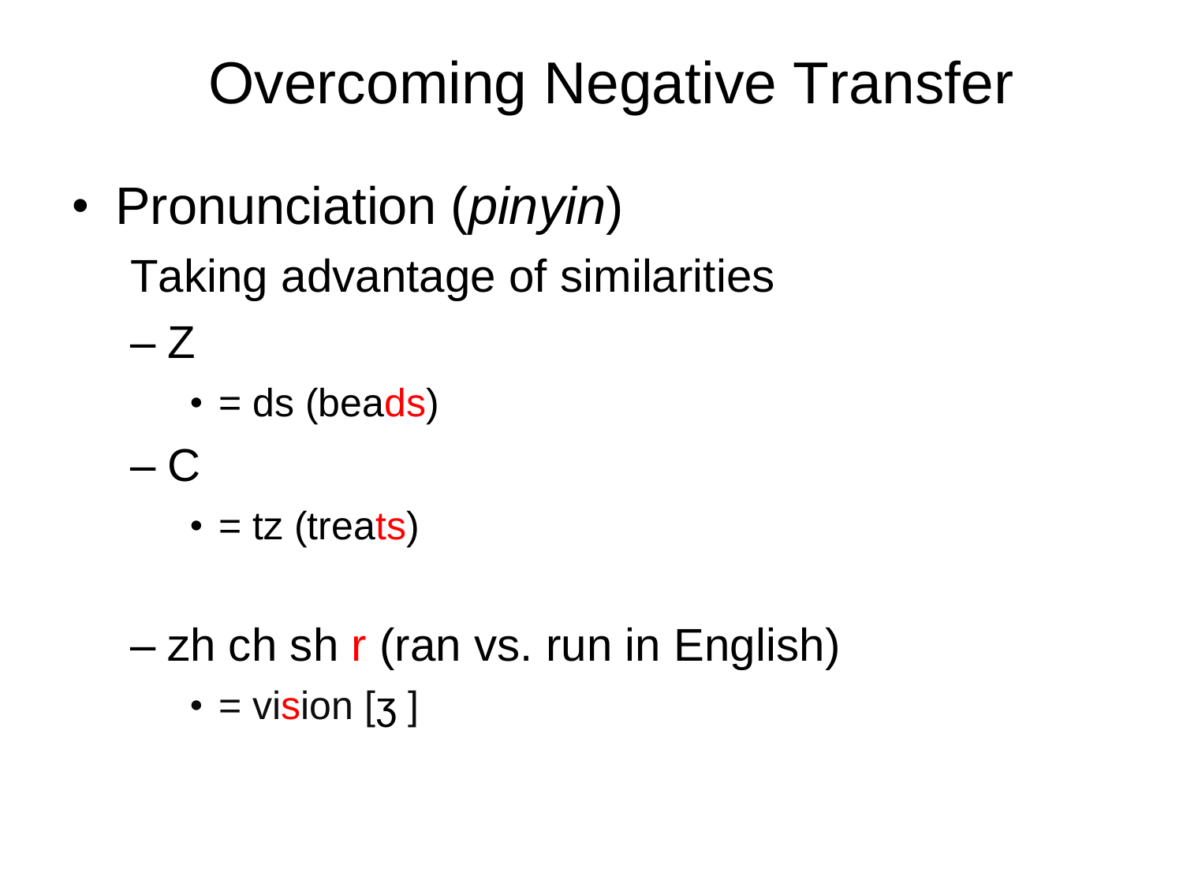# Overcoming Negative Transfer

- Pronunciation (*pinyin*)

  Taking advantage of similarities

  - Z
    - = ds (beads)
  - C
    - = tz (treats)
  - zh ch sh r (ran vs. run in English)
    - = vision [ʒ ]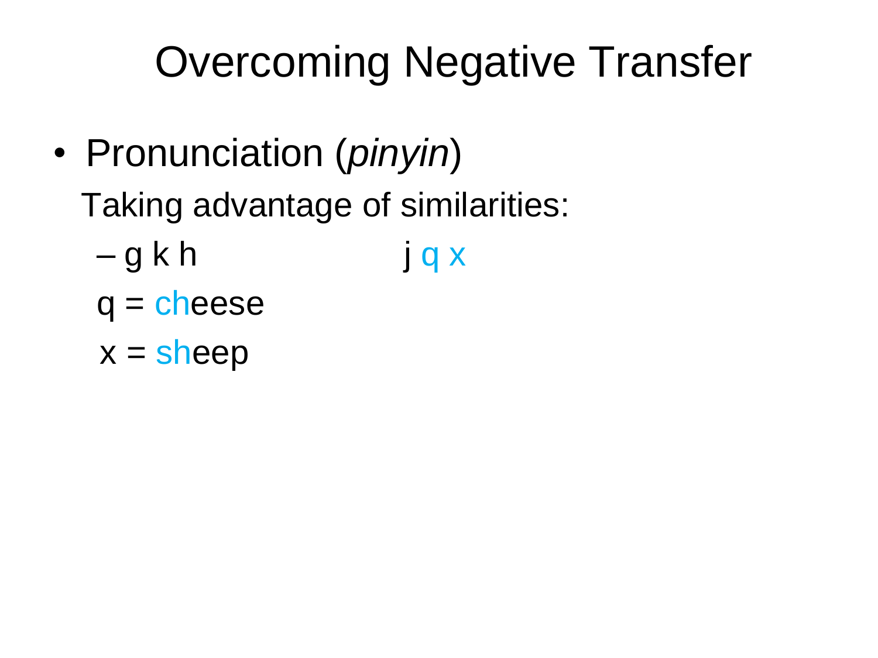# Overcoming Negative Transfer

- Pronunciation (*pinyin*)

  Taking advantage of similarities:

  - g k h　　　　　　j q x

  q = cheese

  x = sheep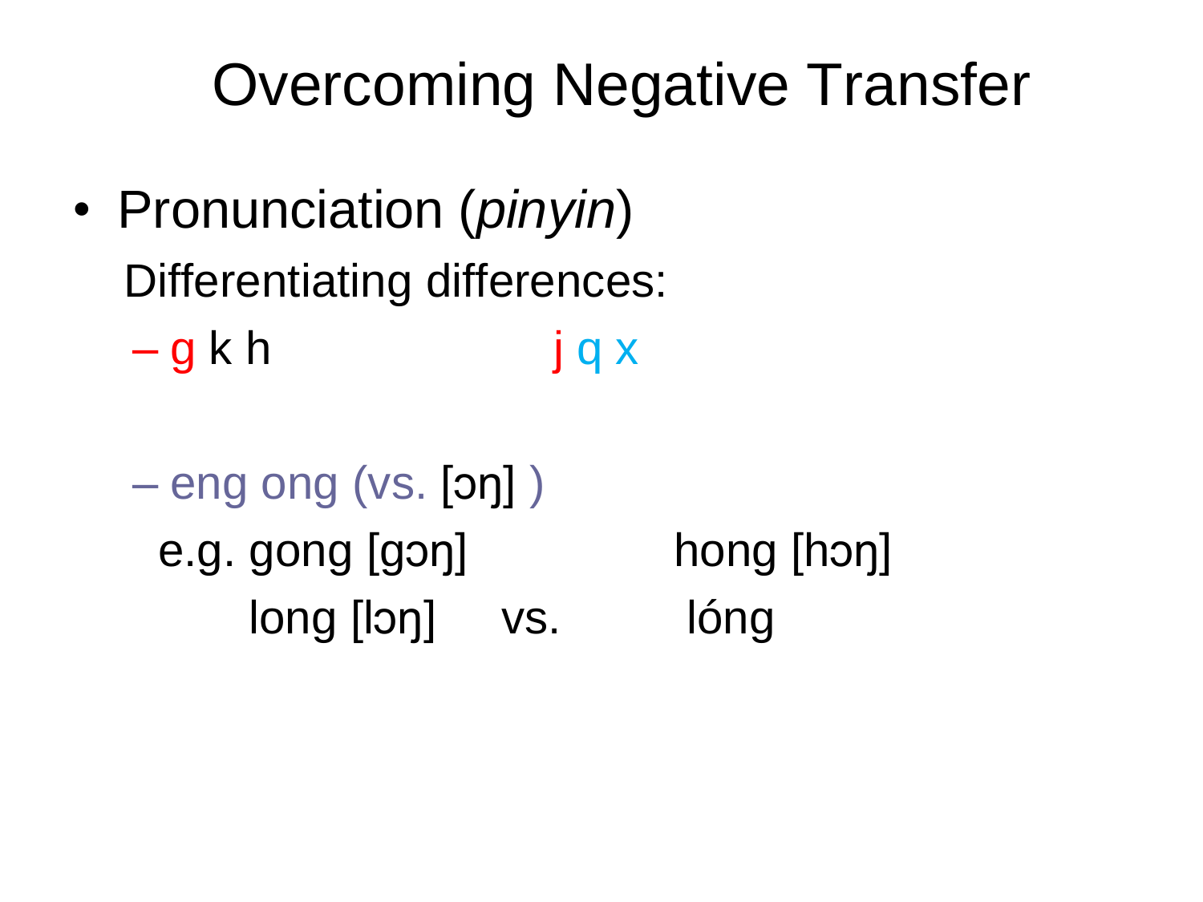# Overcoming Negative Transfer

- Pronunciation (*pinyin*)

  Differentiating differences:

  - g k h　　　　　　j q x

  - eng ong (vs. [ɔŋ] )

    e.g. gong [gɔŋ]　　　　　hong [hɔŋ]

    long [lɔŋ]　　vs.　　　lóng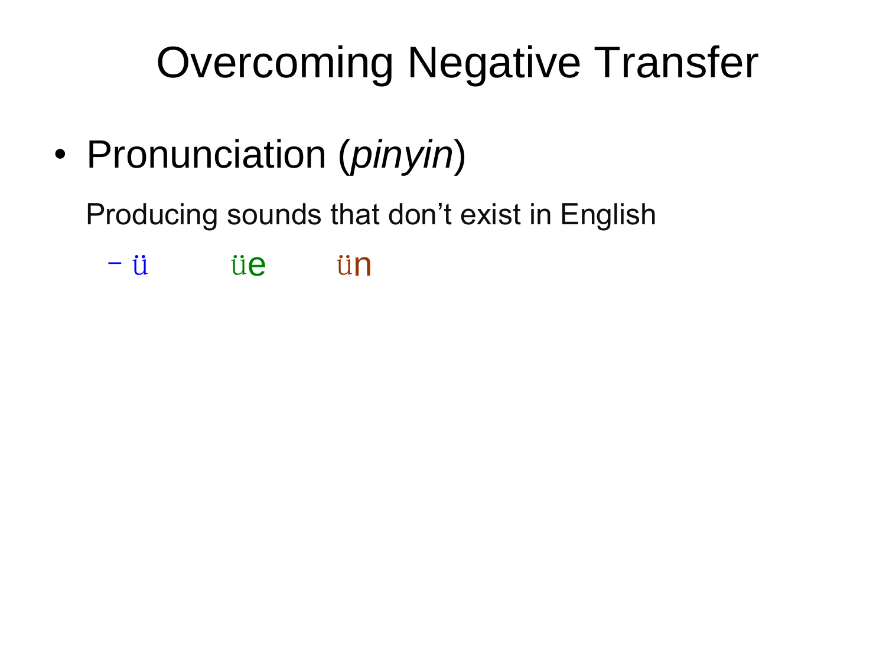# Overcoming Negative Transfer

- Pronunciation (*pinyin*)

  Producing sounds that don't exist in English

  - ü    üe    ün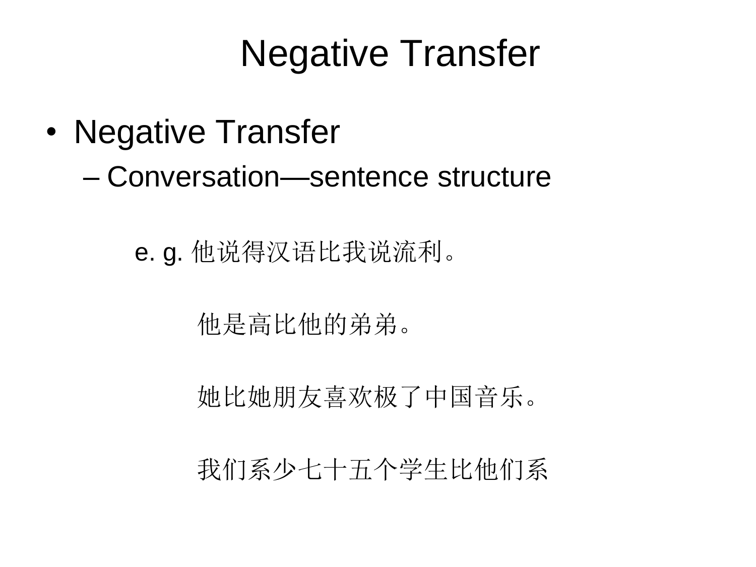# Negative Transfer

- Negative Transfer
  - Conversation—sentence structure

e. g. 他说得汉语比我说流利。

他是高比他的弟弟。

她比她朋友喜欢极了中国音乐。

我们系少七十五个学生比他们系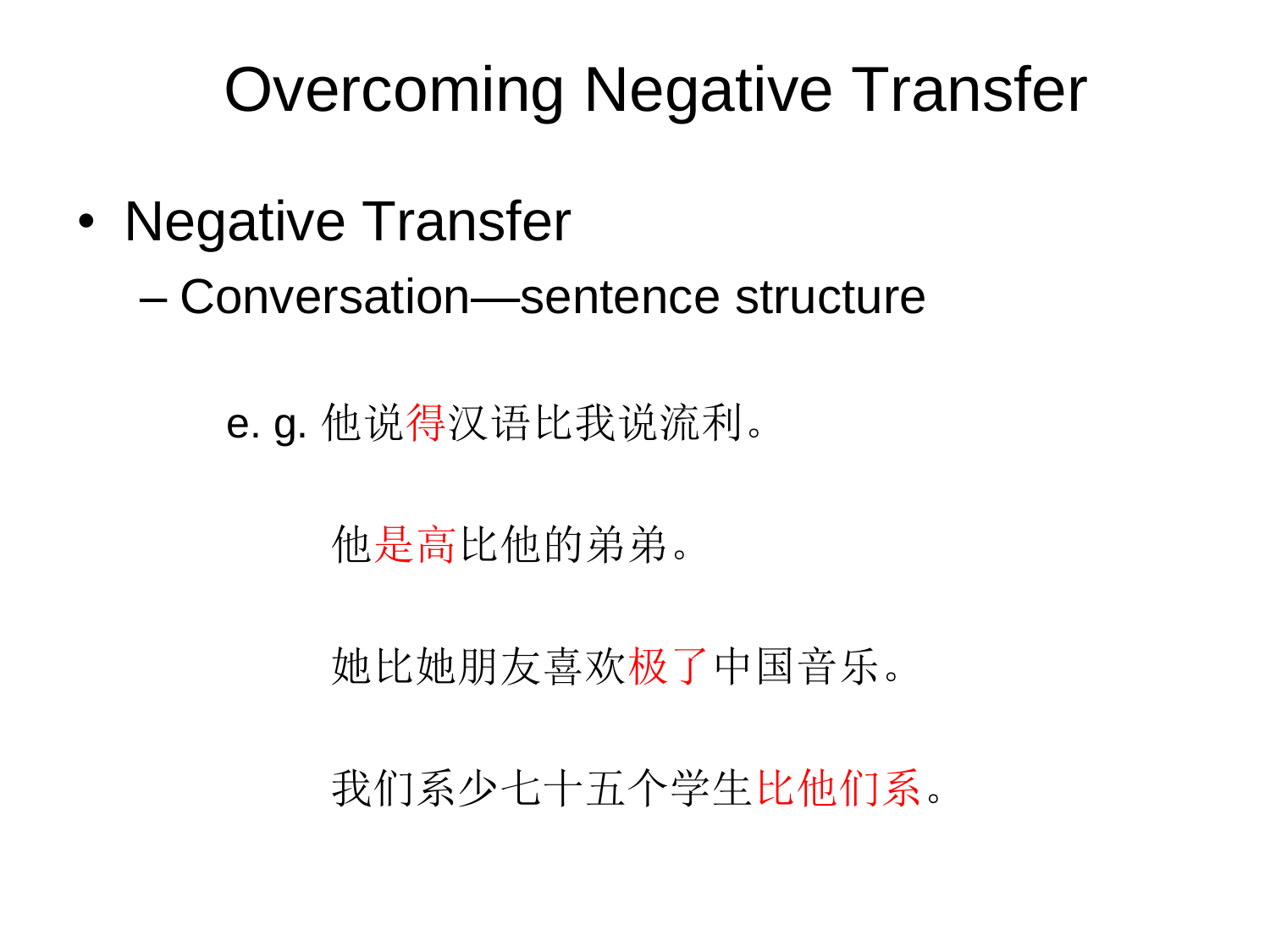# Overcoming Negative Transfer

- Negative Transfer
  - Conversation—sentence structure

e. g. 他说得汉语比我说流利。

他是高比他的弟弟。

她比她朋友喜欢极了中国音乐。

我们系少七十五个学生比他们系。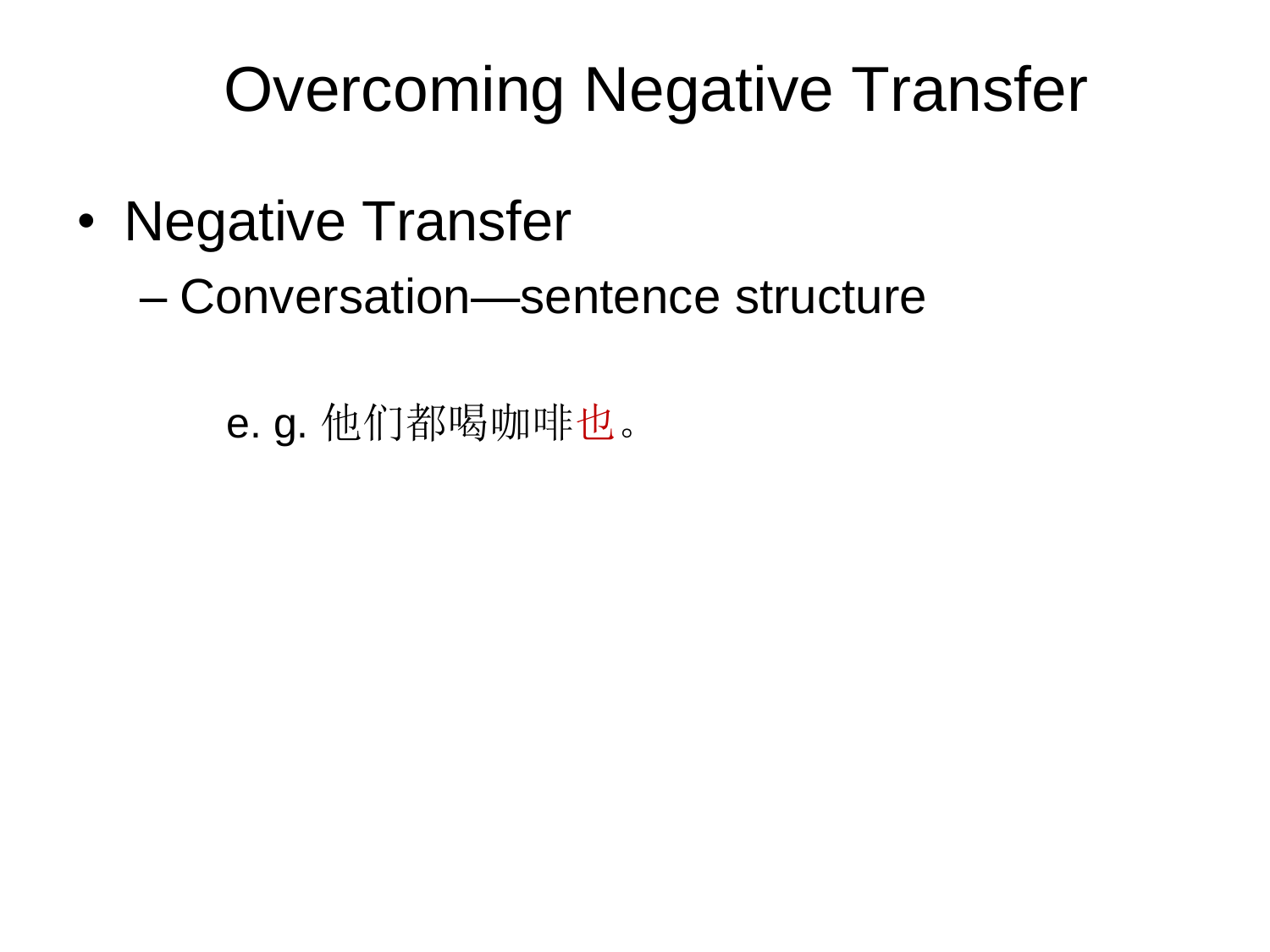# Overcoming Negative Transfer

- Negative Transfer
  - Conversation—sentence structure

e. g. 他们都喝咖啡也。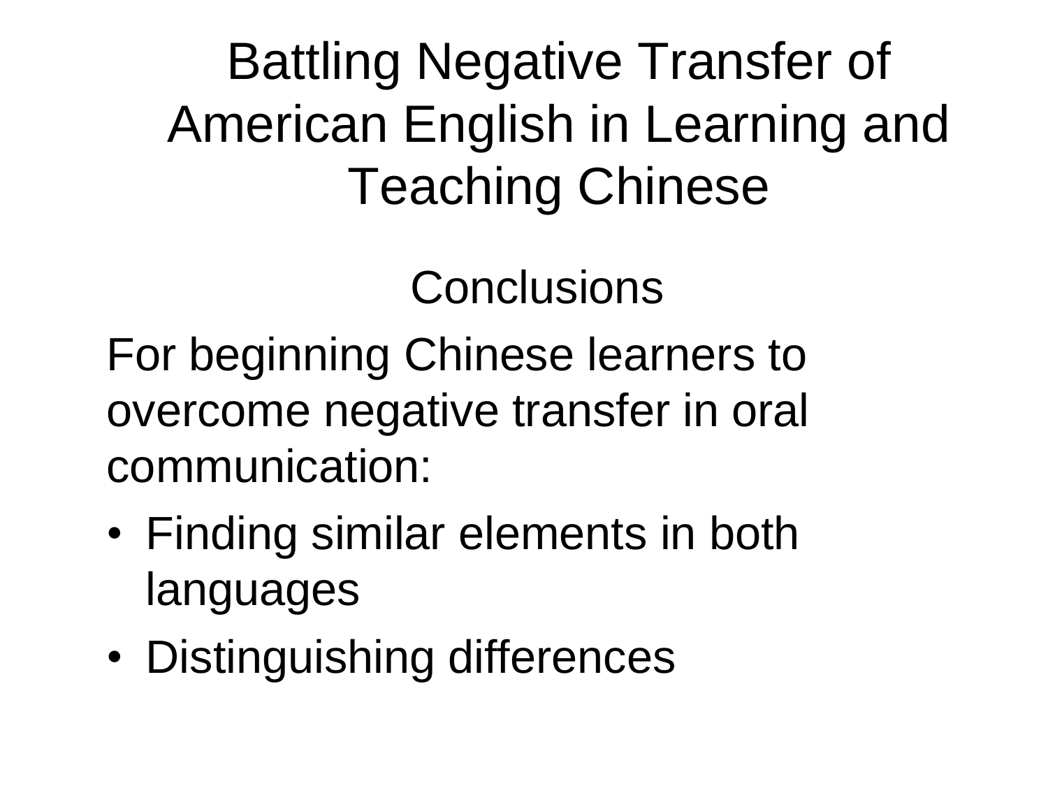# Battling Negative Transfer of American English in Learning and Teaching Chinese

## Conclusions

For beginning Chinese learners to overcome negative transfer in oral communication:

- Finding similar elements in both languages
- Distinguishing differences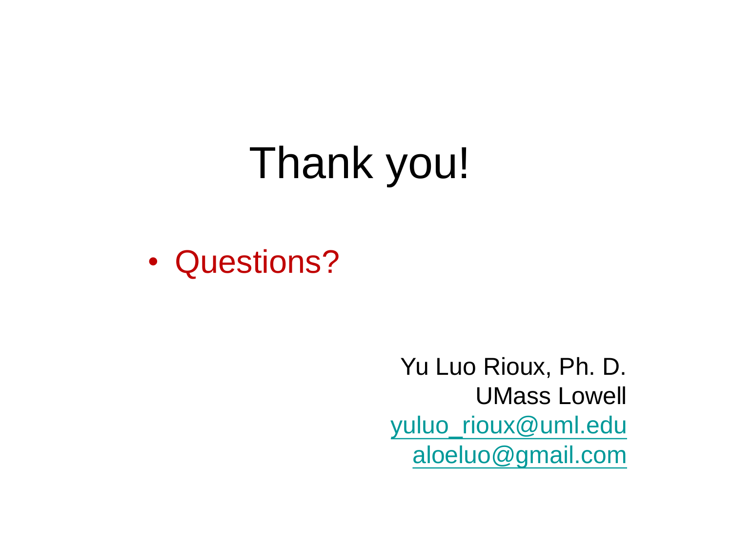# Thank you!

- Questions?

Yu Luo Rioux, Ph. D.
UMass Lowell
yuluo_rioux@uml.edu
aloeluo@gmail.com